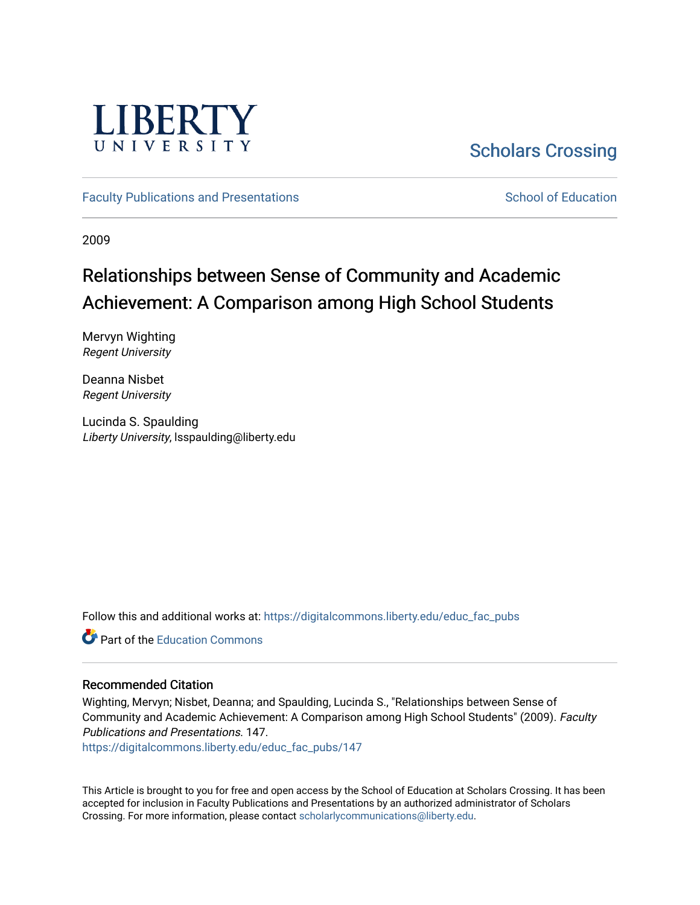LIBERTY UNIVERSITY

Scholars Crossing

Faculty Publications and Presentations

School of Education

2009

# Relationships between Sense of Community and Academic Achievement: A Comparison among High School Students

Mervyn Wighting
*Regent University*

Deanna Nisbet
*Regent University*

Lucinda S. Spaulding
*Liberty University*, lsspaulding@liberty.edu

Follow this and additional works at: https://digitalcommons.liberty.edu/educ_fac_pubs

Part of the Education Commons

## Recommended Citation

Wighting, Mervyn; Nisbet, Deanna; and Spaulding, Lucinda S., "Relationships between Sense of Community and Academic Achievement: A Comparison among High School Students" (2009). *Faculty Publications and Presentations*. 147.
https://digitalcommons.liberty.edu/educ_fac_pubs/147

This Article is brought to you for free and open access by the School of Education at Scholars Crossing. It has been accepted for inclusion in Faculty Publications and Presentations by an authorized administrator of Scholars Crossing. For more information, please contact scholarlycommunications@liberty.edu.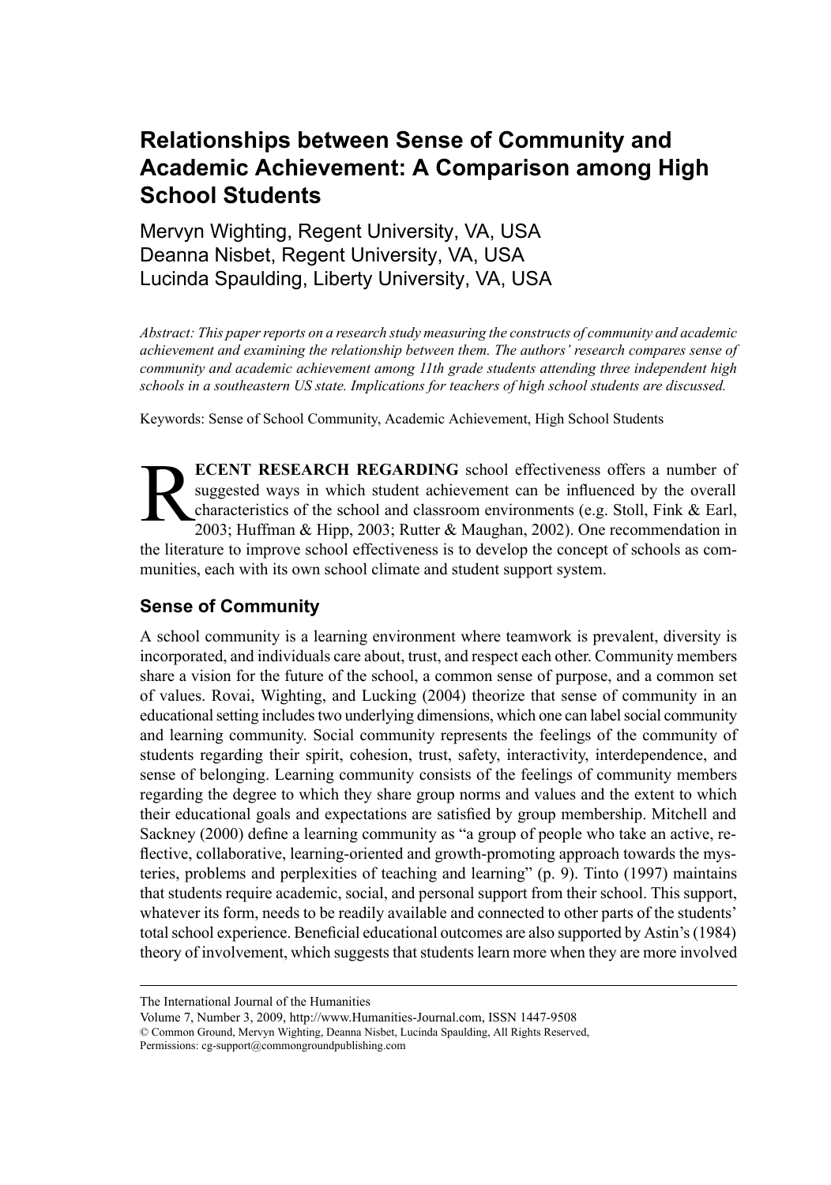// Relationships between Sense of Community and Academic Achievement: A Comparison among High School Students

Mervyn Wighting, Regent University, VA, USA
Deanna Nisbet, Regent University, VA, USA
Lucinda Spaulding, Liberty University, VA, USA

*Abstract: This paper reports on a research study measuring the constructs of community and academic achievement and examining the relationship between them. The authors' research compares sense of community and academic achievement among 11th grade students attending three independent high schools in a southeastern US state. Implications for teachers of high school students are discussed.*

Keywords: Sense of School Community, Academic Achievement, High School Students

**RECENT RESEARCH REGARDING** school effectiveness offers a number of suggested ways in which student achievement can be influenced by the overall characteristics of the school and classroom environments (e.g. Stoll, Fink & Earl, 2003; Huffman & Hipp, 2003; Rutter & Maughan, 2002). One recommendation in the literature to improve school effectiveness is to develop the concept of schools as communities, each with its own school climate and student support system.

## Sense of Community

A school community is a learning environment where teamwork is prevalent, diversity is incorporated, and individuals care about, trust, and respect each other. Community members share a vision for the future of the school, a common sense of purpose, and a common set of values. Rovai, Wighting, and Lucking (2004) theorize that sense of community in an educational setting includes two underlying dimensions, which one can label social community and learning community. Social community represents the feelings of the community of students regarding their spirit, cohesion, trust, safety, interactivity, interdependence, and sense of belonging. Learning community consists of the feelings of community members regarding the degree to which they share group norms and values and the extent to which their educational goals and expectations are satisfied by group membership. Mitchell and Sackney (2000) define a learning community as "a group of people who take an active, reflective, collaborative, learning-oriented and growth-promoting approach towards the mysteries, problems and perplexities of teaching and learning" (p. 9). Tinto (1997) maintains that students require academic, social, and personal support from their school. This support, whatever its form, needs to be readily available and connected to other parts of the students' total school experience. Beneficial educational outcomes are also supported by Astin's (1984) theory of involvement, which suggests that students learn more when they are more involved

The International Journal of the Humanities
Volume 7, Number 3, 2009, http://www.Humanities-Journal.com, ISSN 1447-9508
© Common Ground, Mervyn Wighting, Deanna Nisbet, Lucinda Spaulding, All Rights Reserved,
Permissions: cg-support@commongroundpublishing.com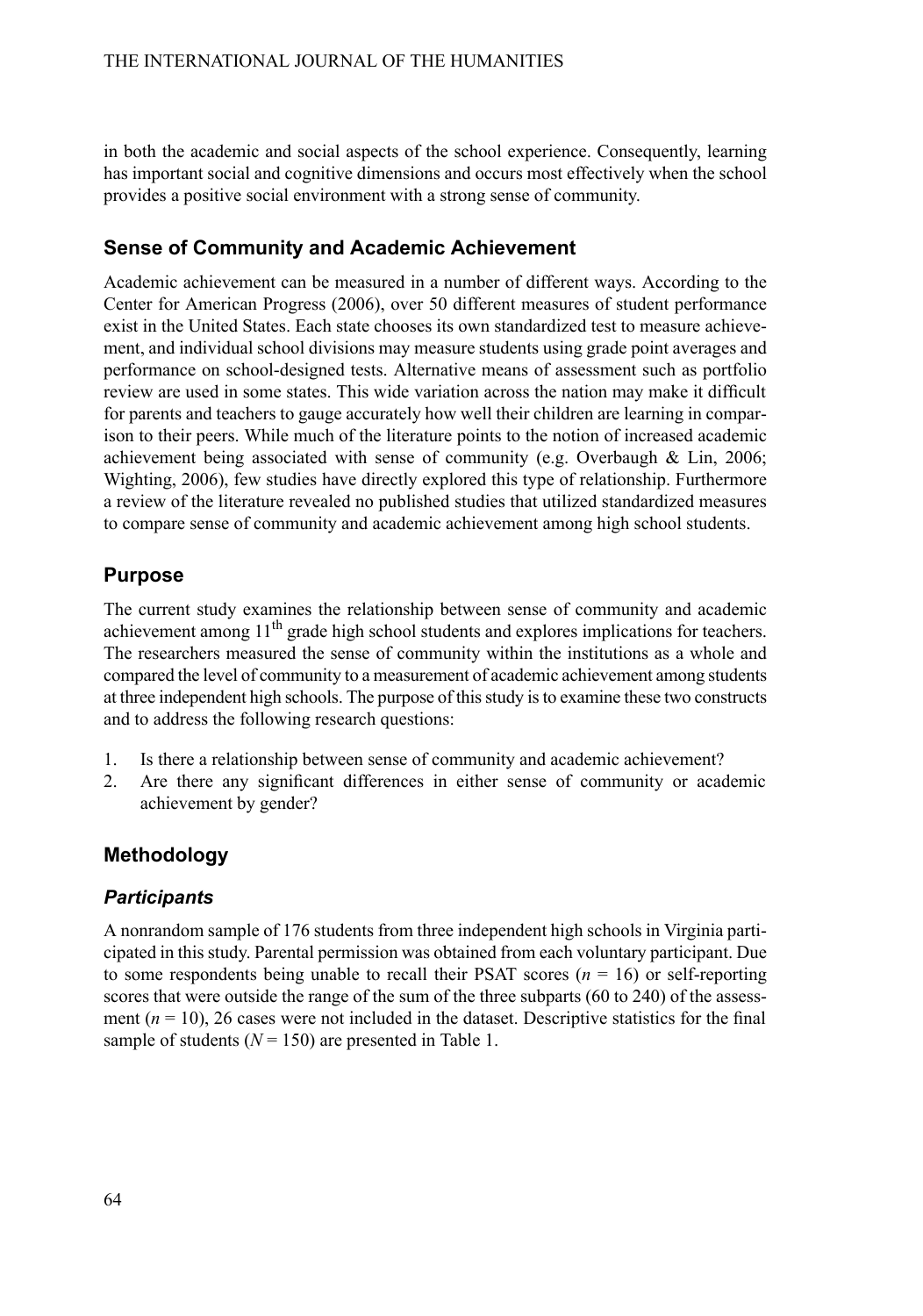in both the academic and social aspects of the school experience. Consequently, learning has important social and cognitive dimensions and occurs most effectively when the school provides a positive social environment with a strong sense of community.

## Sense of Community and Academic Achievement

Academic achievement can be measured in a number of different ways. According to the Center for American Progress (2006), over 50 different measures of student performance exist in the United States. Each state chooses its own standardized test to measure achievement, and individual school divisions may measure students using grade point averages and performance on school-designed tests. Alternative means of assessment such as portfolio review are used in some states. This wide variation across the nation may make it difficult for parents and teachers to gauge accurately how well their children are learning in comparison to their peers. While much of the literature points to the notion of increased academic achievement being associated with sense of community (e.g. Overbaugh & Lin, 2006; Wighting, 2006), few studies have directly explored this type of relationship. Furthermore a review of the literature revealed no published studies that utilized standardized measures to compare sense of community and academic achievement among high school students.

## Purpose

The current study examines the relationship between sense of community and academic achievement among 11th grade high school students and explores implications for teachers. The researchers measured the sense of community within the institutions as a whole and compared the level of community to a measurement of academic achievement among students at three independent high schools. The purpose of this study is to examine these two constructs and to address the following research questions:

1. Is there a relationship between sense of community and academic achievement?
2. Are there any significant differences in either sense of community or academic achievement by gender?

## Methodology

### *Participants*

A nonrandom sample of 176 students from three independent high schools in Virginia participated in this study. Parental permission was obtained from each voluntary participant. Due to some respondents being unable to recall their PSAT scores ($n$ = 16) or self-reporting scores that were outside the range of the sum of the three subparts (60 to 240) of the assessment ($n$ = 10), 26 cases were not included in the dataset. Descriptive statistics for the final sample of students ($N$ = 150) are presented in Table 1.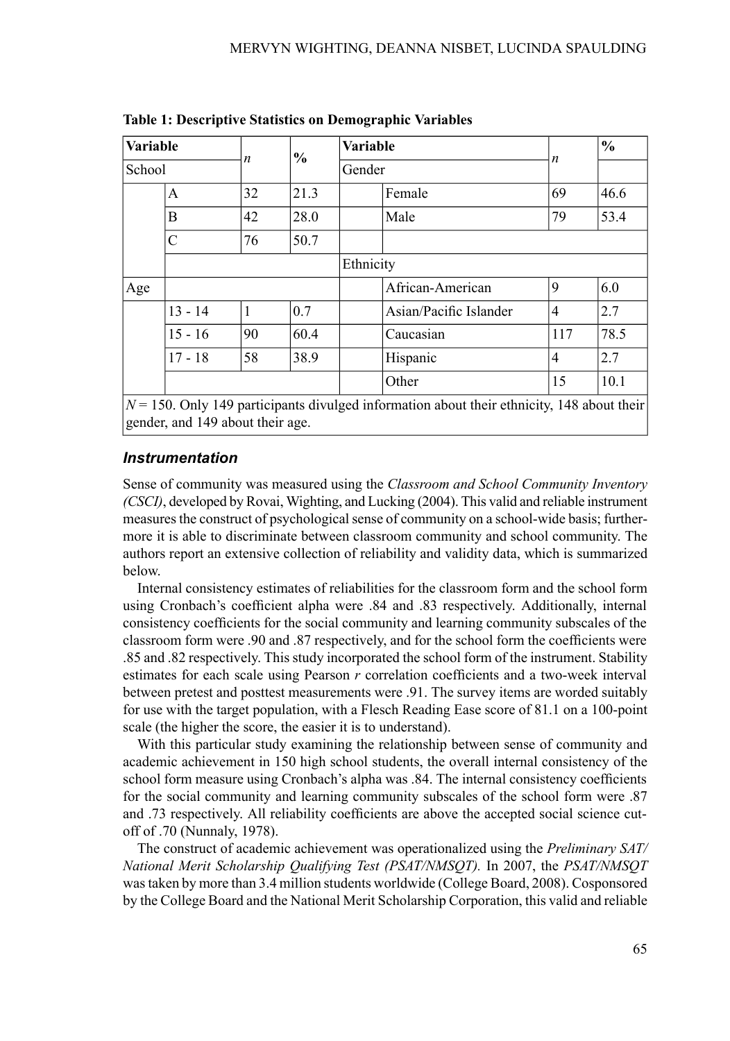**Table 1: Descriptive Statistics on Demographic Variables**

| Variable | | *n* | % | Variable | | *n* | % |
|---|---|---|---|---|---|---|---|
| School | | | | Gender | | | |
| | A | 32 | 21.3 | | Female | 69 | 46.6 |
| | B | 42 | 28.0 | | Male | 79 | 53.4 |
| | C | 76 | 50.7 | | | | |
| | | | | Ethnicity | | | |
| Age | | | | | African-American | 9 | 6.0 |
| | 13 - 14 | 1 | 0.7 | | Asian/Pacific Islander | 4 | 2.7 |
| | 15 - 16 | 90 | 60.4 | | Caucasian | 117 | 78.5 |
| | 17 - 18 | 58 | 38.9 | | Hispanic | 4 | 2.7 |
| | | | | | Other | 15 | 10.1 |

$N = 150$. Only 149 participants divulged information about their ethnicity, 148 about their gender, and 149 about their age.

### *Instrumentation*

Sense of community was measured using the *Classroom and School Community Inventory (CSCI)*, developed by Rovai, Wighting, and Lucking (2004). This valid and reliable instrument measures the construct of psychological sense of community on a school-wide basis; furthermore it is able to discriminate between classroom community and school community. The authors report an extensive collection of reliability and validity data, which is summarized below.

Internal consistency estimates of reliabilities for the classroom form and the school form using Cronbach's coefficient alpha were .84 and .83 respectively. Additionally, internal consistency coefficients for the social community and learning community subscales of the classroom form were .90 and .87 respectively, and for the school form the coefficients were .85 and .82 respectively. This study incorporated the school form of the instrument. Stability estimates for each scale using Pearson $r$ correlation coefficients and a two-week interval between pretest and posttest measurements were .91. The survey items are worded suitably for use with the target population, with a Flesch Reading Ease score of 81.1 on a 100-point scale (the higher the score, the easier it is to understand).

With this particular study examining the relationship between sense of community and academic achievement in 150 high school students, the overall internal consistency of the school form measure using Cronbach's alpha was .84. The internal consistency coefficients for the social community and learning community subscales of the school form were .87 and .73 respectively. All reliability coefficients are above the accepted social science cut-off of .70 (Nunnaly, 1978).

The construct of academic achievement was operationalized using the *Preliminary SAT/National Merit Scholarship Qualifying Test (PSAT/NMSQT).* In 2007, the *PSAT/NMSQT* was taken by more than 3.4 million students worldwide (College Board, 2008). Cosponsored by the College Board and the National Merit Scholarship Corporation, this valid and reliable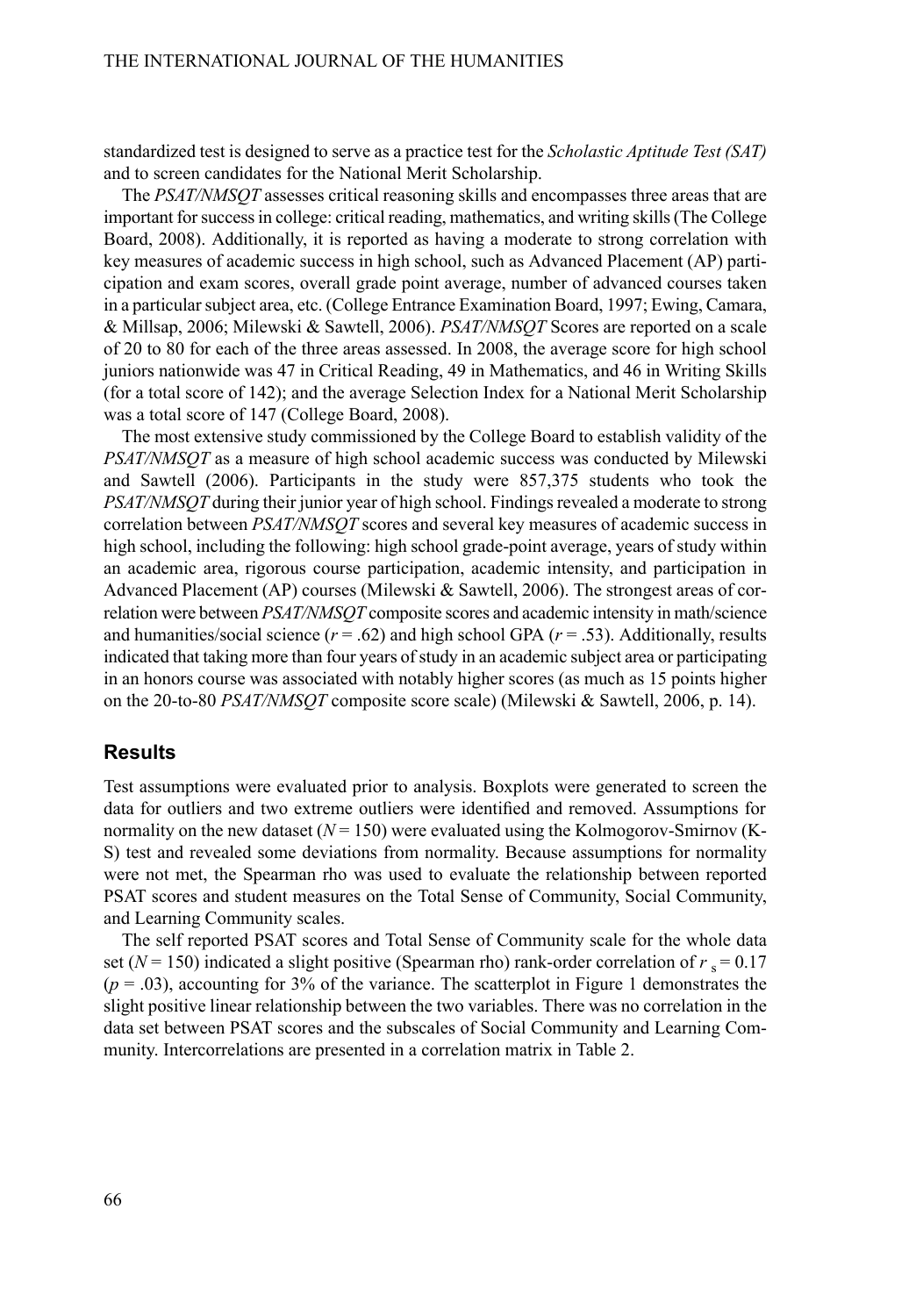standardized test is designed to serve as a practice test for the *Scholastic Aptitude Test (SAT)* and to screen candidates for the National Merit Scholarship.

The *PSAT/NMSQT* assesses critical reasoning skills and encompasses three areas that are important for success in college: critical reading, mathematics, and writing skills (The College Board, 2008). Additionally, it is reported as having a moderate to strong correlation with key measures of academic success in high school, such as Advanced Placement (AP) participation and exam scores, overall grade point average, number of advanced courses taken in a particular subject area, etc. (College Entrance Examination Board, 1997; Ewing, Camara, & Millsap, 2006; Milewski & Sawtell, 2006). *PSAT/NMSQT* Scores are reported on a scale of 20 to 80 for each of the three areas assessed. In 2008, the average score for high school juniors nationwide was 47 in Critical Reading, 49 in Mathematics, and 46 in Writing Skills (for a total score of 142); and the average Selection Index for a National Merit Scholarship was a total score of 147 (College Board, 2008).

The most extensive study commissioned by the College Board to establish validity of the *PSAT/NMSQT* as a measure of high school academic success was conducted by Milewski and Sawtell (2006). Participants in the study were 857,375 students who took the *PSAT/NMSQT* during their junior year of high school. Findings revealed a moderate to strong correlation between *PSAT/NMSQT* scores and several key measures of academic success in high school, including the following: high school grade-point average, years of study within an academic area, rigorous course participation, academic intensity, and participation in Advanced Placement (AP) courses (Milewski & Sawtell, 2006). The strongest areas of correlation were between *PSAT/NMSQT* composite scores and academic intensity in math/science and humanities/social science ($r = .62$) and high school GPA ($r = .53$). Additionally, results indicated that taking more than four years of study in an academic subject area or participating in an honors course was associated with notably higher scores (as much as 15 points higher on the 20-to-80 *PSAT/NMSQT* composite score scale) (Milewski & Sawtell, 2006, p. 14).

## Results

Test assumptions were evaluated prior to analysis. Boxplots were generated to screen the data for outliers and two extreme outliers were identified and removed. Assumptions for normality on the new dataset ($N = 150$) were evaluated using the Kolmogorov-Smirnov (K-S) test and revealed some deviations from normality. Because assumptions for normality were not met, the Spearman rho was used to evaluate the relationship between reported PSAT scores and student measures on the Total Sense of Community, Social Community, and Learning Community scales.

The self reported PSAT scores and Total Sense of Community scale for the whole data set ($N = 150$) indicated a slight positive (Spearman rho) rank-order correlation of $r_s = 0.17$ ($p = .03$), accounting for 3% of the variance. The scatterplot in Figure 1 demonstrates the slight positive linear relationship between the two variables. There was no correlation in the data set between PSAT scores and the subscales of Social Community and Learning Community. Intercorrelations are presented in a correlation matrix in Table 2.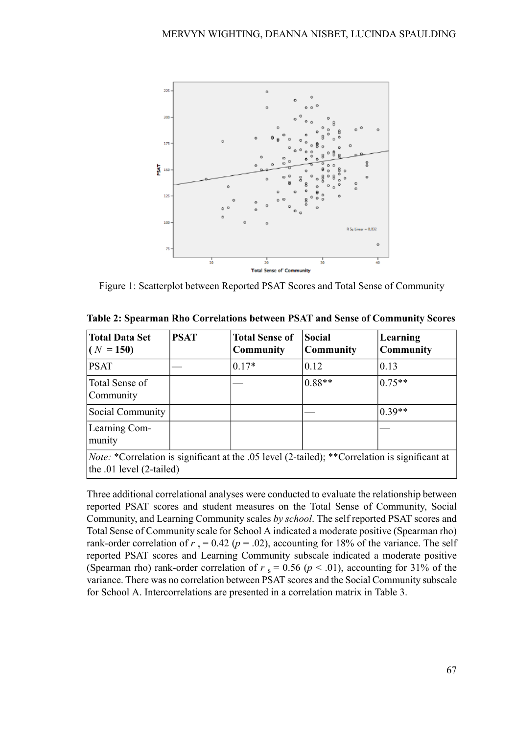Figure 1: Scatterplot between Reported PSAT Scores and Total Sense of Community

**Table 2: Spearman Rho Correlations between PSAT and Sense of Community Scores**

| **Total Data Set ( $N$ = 150)** | **PSAT** | **Total Sense of Community** | **Social Community** | **Learning Community** |
|---|---|---|---|---|
| PSAT | — | 0.17* | 0.12 | 0.13 |
| Total Sense of Community | | — | 0.88** | 0.75** |
| Social Community | | | — | 0.39** |
| Learning Community | | | | — |

*Note:* *Correlation is significant at the .05 level (2-tailed); **Correlation is significant at the .01 level (2-tailed)

Three additional correlational analyses were conducted to evaluate the relationship between reported PSAT scores and student measures on the Total Sense of Community, Social Community, and Learning Community scales *by school*. The self reported PSAT scores and Total Sense of Community scale for School A indicated a moderate positive (Spearman rho) rank-order correlation of $r_s = 0.42$ ($p = .02$), accounting for 18% of the variance. The self reported PSAT scores and Learning Community subscale indicated a moderate positive (Spearman rho) rank-order correlation of $r_s = 0.56$ ($p < .01$), accounting for 31% of the variance. There was no correlation between PSAT scores and the Social Community subscale for School A. Intercorrelations are presented in a correlation matrix in Table 3.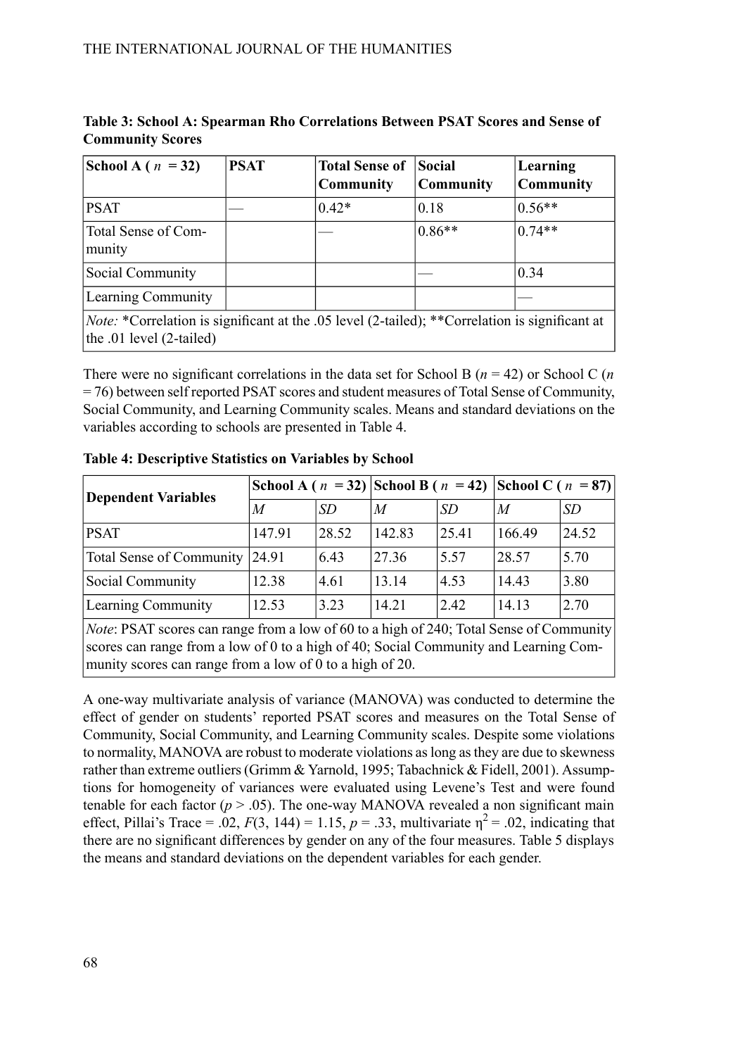**Table 3: School A: Spearman Rho Correlations Between PSAT Scores and Sense of Community Scores**

| School A ( $n$ = 32) | PSAT | Total Sense of Community | Social Community | Learning Community |
|---|---|---|---|---|
| PSAT | — | 0.42* | 0.18 | 0.56** |
| Total Sense of Community | | — | 0.86** | 0.74** |
| Social Community | | | — | 0.34 |
| Learning Community | | | | — |

*Note:* *Correlation is significant at the .05 level (2-tailed); **Correlation is significant at the .01 level (2-tailed)

There were no significant correlations in the data set for School B ($n$ = 42) or School C ($n$ = 76) between self reported PSAT scores and student measures of Total Sense of Community, Social Community, and Learning Community scales. Means and standard deviations on the variables according to schools are presented in Table 4.

**Table 4: Descriptive Statistics on Variables by School**

| Dependent Variables | School A ( $n$ = 32) | | School B ( $n$ = 42) | | School C ( $n$ = 87) | |
|---|---|---|---|---|---|---|
| | *M* | *SD* | *M* | *SD* | *M* | *SD* |
| PSAT | 147.91 | 28.52 | 142.83 | 25.41 | 166.49 | 24.52 |
| Total Sense of Community | 24.91 | 6.43 | 27.36 | 5.57 | 28.57 | 5.70 |
| Social Community | 12.38 | 4.61 | 13.14 | 4.53 | 14.43 | 3.80 |
| Learning Community | 12.53 | 3.23 | 14.21 | 2.42 | 14.13 | 2.70 |

*Note*: PSAT scores can range from a low of 60 to a high of 240; Total Sense of Community scores can range from a low of 0 to a high of 40; Social Community and Learning Community scores can range from a low of 0 to a high of 20.

A one-way multivariate analysis of variance (MANOVA) was conducted to determine the effect of gender on students' reported PSAT scores and measures on the Total Sense of Community, Social Community, and Learning Community scales. Despite some violations to normality, MANOVA are robust to moderate violations as long as they are due to skewness rather than extreme outliers (Grimm & Yarnold, 1995; Tabachnick & Fidell, 2001). Assumptions for homogeneity of variances were evaluated using Levene's Test and were found tenable for each factor ($p > .05$). The one-way MANOVA revealed a non significant main effect, Pillai's Trace = .02, $F(3, 144) = 1.15$, $p = .33$, multivariate $\eta^2 = .02$, indicating that there are no significant differences by gender on any of the four measures. Table 5 displays the means and standard deviations on the dependent variables for each gender.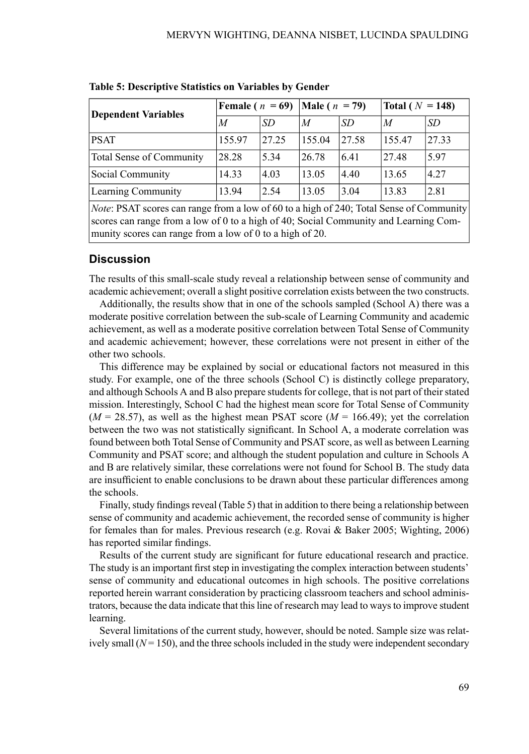**Table 5: Descriptive Statistics on Variables by Gender**

| Dependent Variables | Female ( $n$ = 69) | | Male ( $n$ = 79) | | Total ( $N$ = 148) | |
|---|---|---|---|---|---|---|
| | *M* | *SD* | *M* | *SD* | *M* | *SD* |
| PSAT | 155.97 | 27.25 | 155.04 | 27.58 | 155.47 | 27.33 |
| Total Sense of Community | 28.28 | 5.34 | 26.78 | 6.41 | 27.48 | 5.97 |
| Social Community | 14.33 | 4.03 | 13.05 | 4.40 | 13.65 | 4.27 |
| Learning Community | 13.94 | 2.54 | 13.05 | 3.04 | 13.83 | 2.81 |

*Note*: PSAT scores can range from a low of 60 to a high of 240; Total Sense of Community scores can range from a low of 0 to a high of 40; Social Community and Learning Community scores can range from a low of 0 to a high of 20.

## Discussion

The results of this small-scale study reveal a relationship between sense of community and academic achievement; overall a slight positive correlation exists between the two constructs.

Additionally, the results show that in one of the schools sampled (School A) there was a moderate positive correlation between the sub-scale of Learning Community and academic achievement, as well as a moderate positive correlation between Total Sense of Community and academic achievement; however, these correlations were not present in either of the other two schools.

This difference may be explained by social or educational factors not measured in this study. For example, one of the three schools (School C) is distinctly college preparatory, and although Schools A and B also prepare students for college, that is not part of their stated mission. Interestingly, School C had the highest mean score for Total Sense of Community ($M$ = 28.57), as well as the highest mean PSAT score ($M$ = 166.49); yet the correlation between the two was not statistically significant. In School A, a moderate correlation was found between both Total Sense of Community and PSAT score, as well as between Learning Community and PSAT score; and although the student population and culture in Schools A and B are relatively similar, these correlations were not found for School B. The study data are insufficient to enable conclusions to be drawn about these particular differences among the schools.

Finally, study findings reveal (Table 5) that in addition to there being a relationship between sense of community and academic achievement, the recorded sense of community is higher for females than for males. Previous research (e.g. Rovai & Baker 2005; Wighting, 2006) has reported similar findings.

Results of the current study are significant for future educational research and practice. The study is an important first step in investigating the complex interaction between students' sense of community and educational outcomes in high schools. The positive correlations reported herein warrant consideration by practicing classroom teachers and school administrators, because the data indicate that this line of research may lead to ways to improve student learning.

Several limitations of the current study, however, should be noted. Sample size was relatively small ($N$ = 150), and the three schools included in the study were independent secondary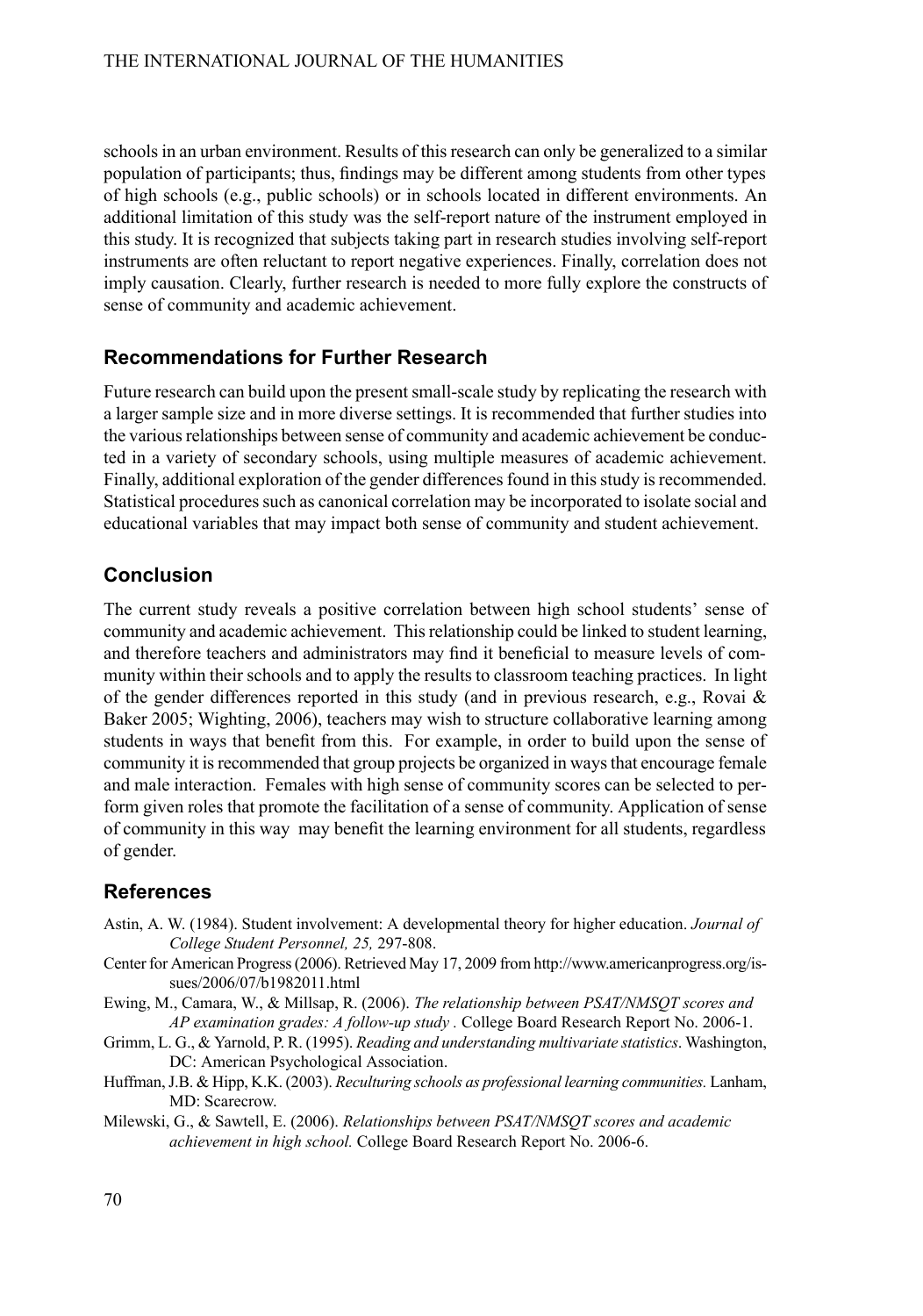schools in an urban environment. Results of this research can only be generalized to a similar population of participants; thus, findings may be different among students from other types of high schools (e.g., public schools) or in schools located in different environments. An additional limitation of this study was the self-report nature of the instrument employed in this study. It is recognized that subjects taking part in research studies involving self-report instruments are often reluctant to report negative experiences. Finally, correlation does not imply causation. Clearly, further research is needed to more fully explore the constructs of sense of community and academic achievement.

## Recommendations for Further Research

Future research can build upon the present small-scale study by replicating the research with a larger sample size and in more diverse settings. It is recommended that further studies into the various relationships between sense of community and academic achievement be conducted in a variety of secondary schools, using multiple measures of academic achievement. Finally, additional exploration of the gender differences found in this study is recommended. Statistical procedures such as canonical correlation may be incorporated to isolate social and educational variables that may impact both sense of community and student achievement.

## Conclusion

The current study reveals a positive correlation between high school students' sense of community and academic achievement. This relationship could be linked to student learning, and therefore teachers and administrators may find it beneficial to measure levels of community within their schools and to apply the results to classroom teaching practices. In light of the gender differences reported in this study (and in previous research, e.g., Rovai & Baker 2005; Wighting, 2006), teachers may wish to structure collaborative learning among students in ways that benefit from this. For example, in order to build upon the sense of community it is recommended that group projects be organized in ways that encourage female and male interaction. Females with high sense of community scores can be selected to perform given roles that promote the facilitation of a sense of community. Application of sense of community in this way may benefit the learning environment for all students, regardless of gender.

## References

Astin, A. W. (1984). Student involvement: A developmental theory for higher education. *Journal of College Student Personnel, 25,* 297-808.

Center for American Progress (2006). Retrieved May 17, 2009 from http://www.americanprogress.org/issues/2006/07/b1982011.html

Ewing, M., Camara, W., & Millsap, R. (2006). *The relationship between PSAT/NMSQT scores and AP examination grades: A follow-up study .* College Board Research Report No. 2006-1.

Grimm, L. G., & Yarnold, P. R. (1995). *Reading and understanding multivariate statistics*. Washington, DC: American Psychological Association.

Huffman, J.B. & Hipp, K.K. (2003). *Reculturing schools as professional learning communities.* Lanham, MD: Scarecrow.

Milewski, G., & Sawtell, E. (2006). *Relationships between PSAT/NMSQT scores and academic achievement in high school.* College Board Research Report No. 2006-6.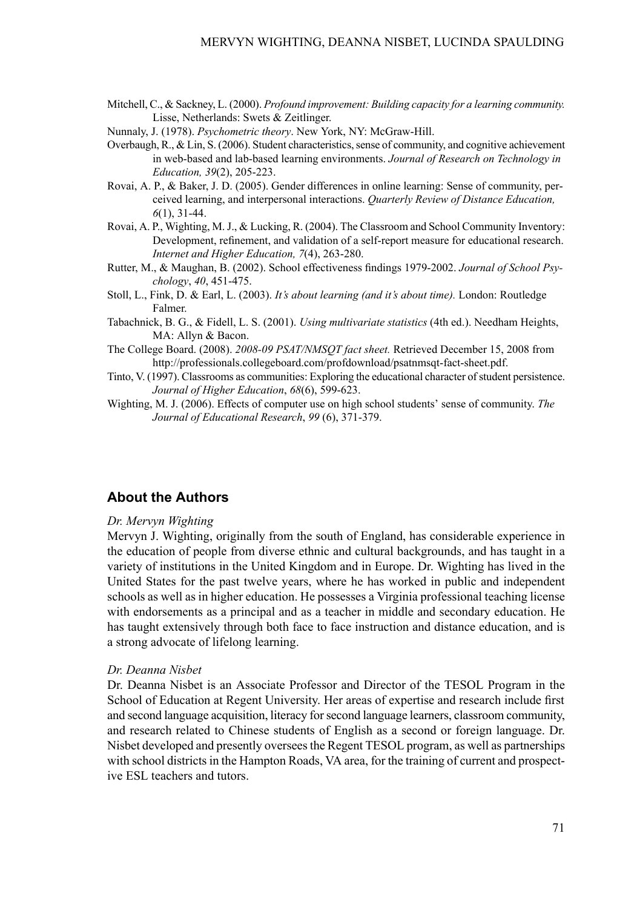Mitchell, C., & Sackney, L. (2000). *Profound improvement: Building capacity for a learning community.* Lisse, Netherlands: Swets & Zeitlinger.

Nunnaly, J. (1978). *Psychometric theory*. New York, NY: McGraw-Hill.

Overbaugh, R., & Lin, S. (2006). Student characteristics, sense of community, and cognitive achievement in web-based and lab-based learning environments. *Journal of Research on Technology in Education, 39*(2), 205-223.

Rovai, A. P., & Baker, J. D. (2005). Gender differences in online learning: Sense of community, perceived learning, and interpersonal interactions. *Quarterly Review of Distance Education, 6*(1), 31-44.

Rovai, A. P., Wighting, M. J., & Lucking, R. (2004). The Classroom and School Community Inventory: Development, refinement, and validation of a self-report measure for educational research. *Internet and Higher Education, 7*(4), 263-280.

Rutter, M., & Maughan, B. (2002). School effectiveness findings 1979-2002. *Journal of School Psychology*, *40*, 451-475.

Stoll, L., Fink, D. & Earl, L. (2003). *It's about learning (and it's about time).* London: Routledge Falmer.

Tabachnick, B. G., & Fidell, L. S. (2001). *Using multivariate statistics* (4th ed.). Needham Heights, MA: Allyn & Bacon.

The College Board. (2008). *2008-09 PSAT/NMSQT fact sheet.* Retrieved December 15, 2008 from http://professionals.collegeboard.com/profdownload/psatnmsqt-fact-sheet.pdf.

Tinto, V. (1997). Classrooms as communities: Exploring the educational character of student persistence. *Journal of Higher Education*, *68*(6), 599-623.

Wighting, M. J. (2006). Effects of computer use on high school students' sense of community. *The Journal of Educational Research*, *99* (6), 371-379.

## About the Authors

*Dr. Mervyn Wighting*

Mervyn J. Wighting, originally from the south of England, has considerable experience in the education of people from diverse ethnic and cultural backgrounds, and has taught in a variety of institutions in the United Kingdom and in Europe. Dr. Wighting has lived in the United States for the past twelve years, where he has worked in public and independent schools as well as in higher education. He possesses a Virginia professional teaching license with endorsements as a principal and as a teacher in middle and secondary education. He has taught extensively through both face to face instruction and distance education, and is a strong advocate of lifelong learning.

*Dr. Deanna Nisbet*

Dr. Deanna Nisbet is an Associate Professor and Director of the TESOL Program in the School of Education at Regent University. Her areas of expertise and research include first and second language acquisition, literacy for second language learners, classroom community, and research related to Chinese students of English as a second or foreign language. Dr. Nisbet developed and presently oversees the Regent TESOL program, as well as partnerships with school districts in the Hampton Roads, VA area, for the training of current and prospective ESL teachers and tutors.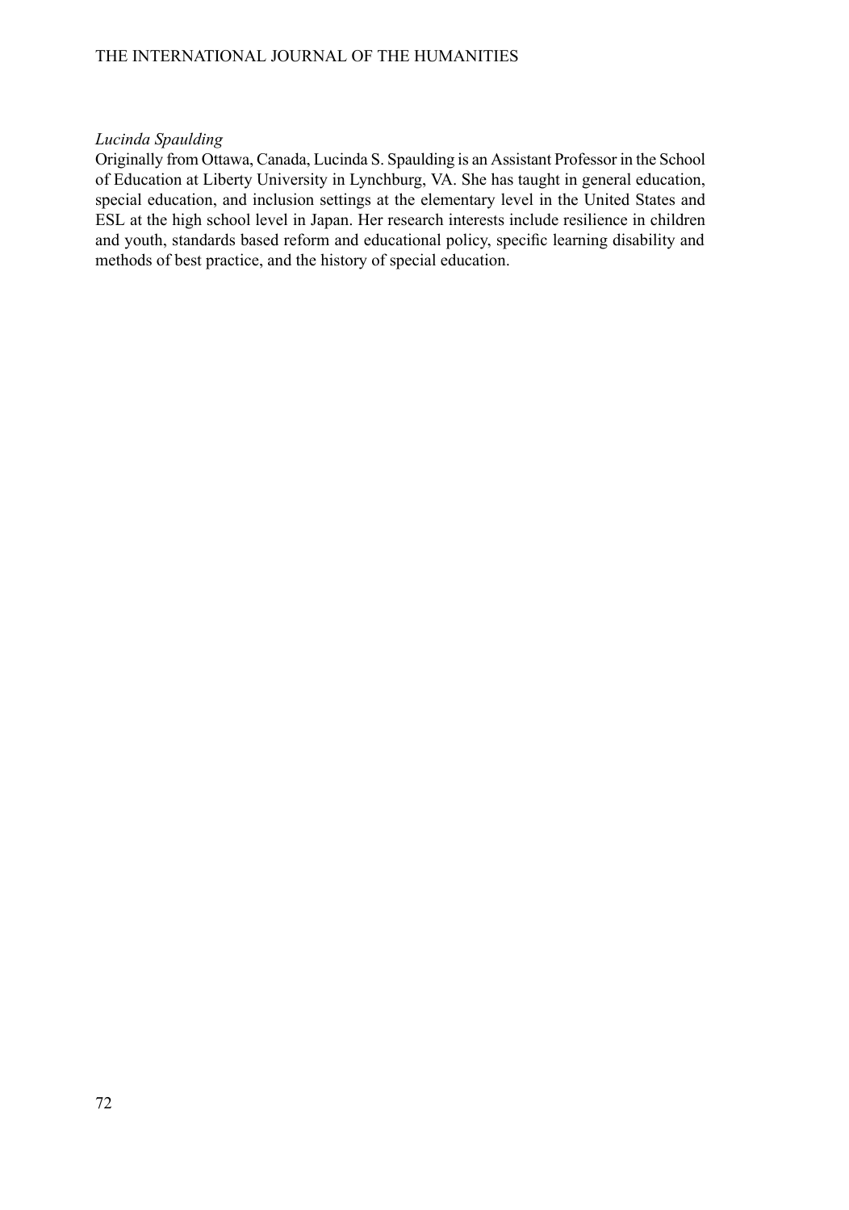*Lucinda Spaulding*

Originally from Ottawa, Canada, Lucinda S. Spaulding is an Assistant Professor in the School of Education at Liberty University in Lynchburg, VA. She has taught in general education, special education, and inclusion settings at the elementary level in the United States and ESL at the high school level in Japan. Her research interests include resilience in children and youth, standards based reform and educational policy, specific learning disability and methods of best practice, and the history of special education.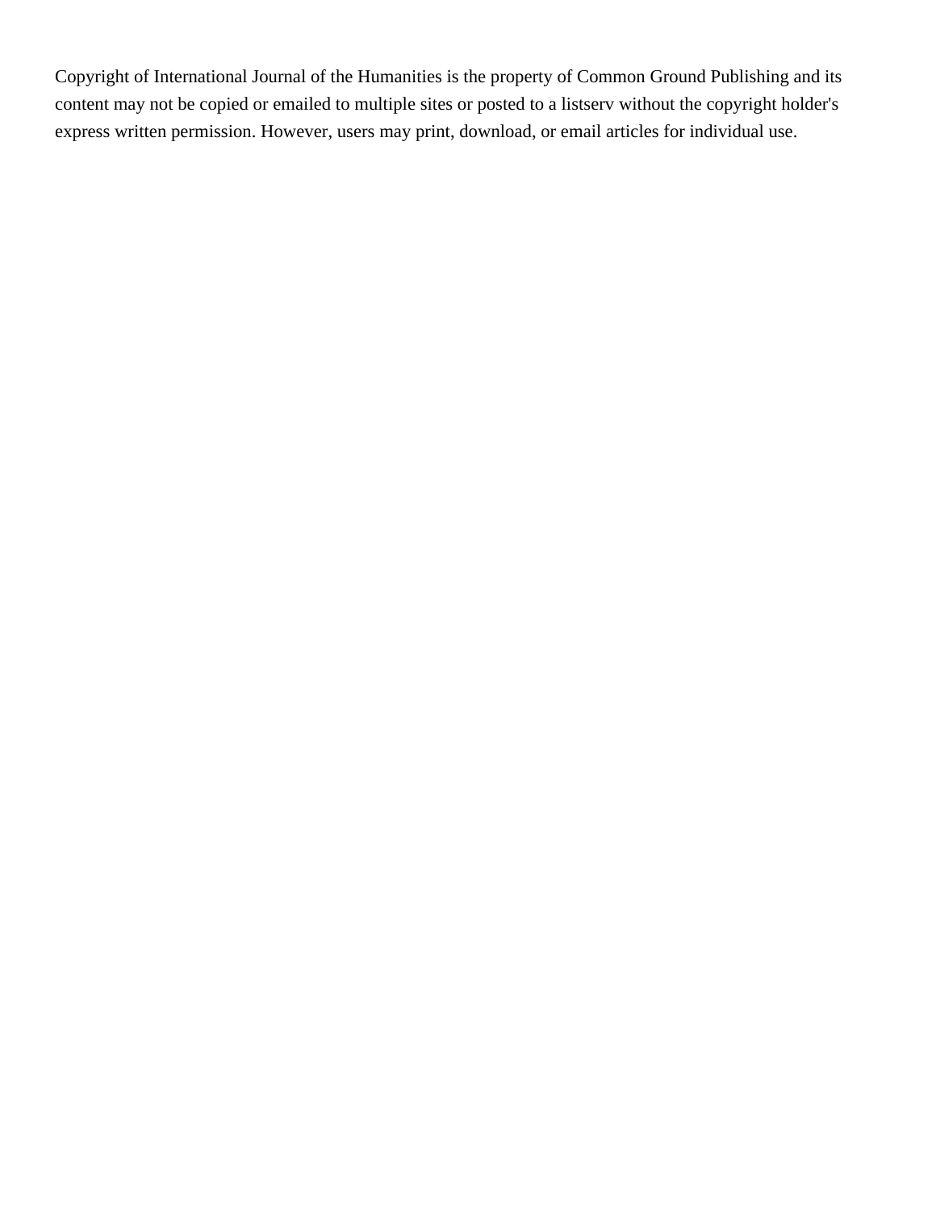Copyright of International Journal of the Humanities is the property of Common Ground Publishing and its content may not be copied or emailed to multiple sites or posted to a listserv without the copyright holder's express written permission. However, users may print, download, or email articles for individual use.